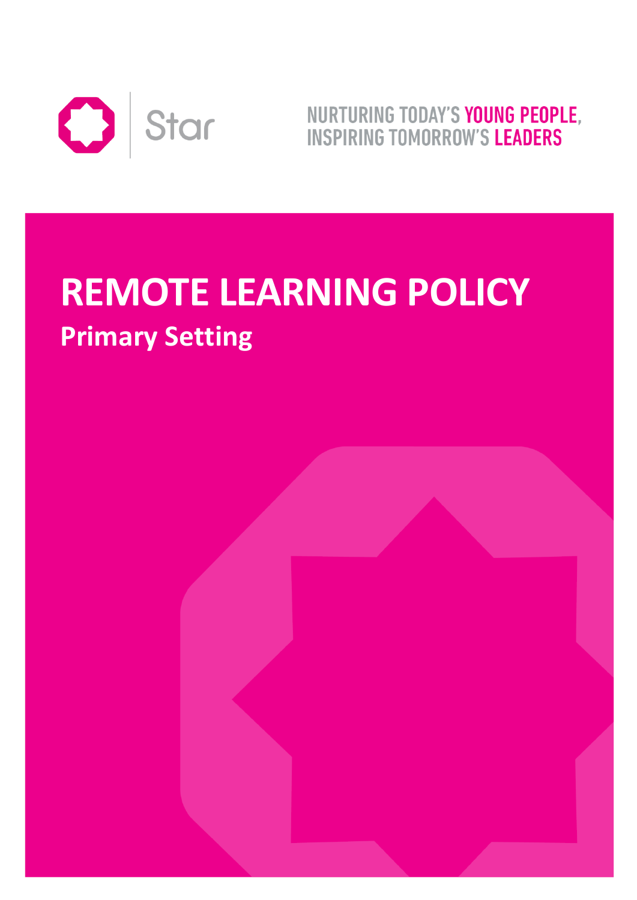Star

NURTURING TODAY'S YOUNG PEOPLE, INSPIRING TOMORROW'S LEADERS

# REMOTE LEARNING POLICY

## Primary Setting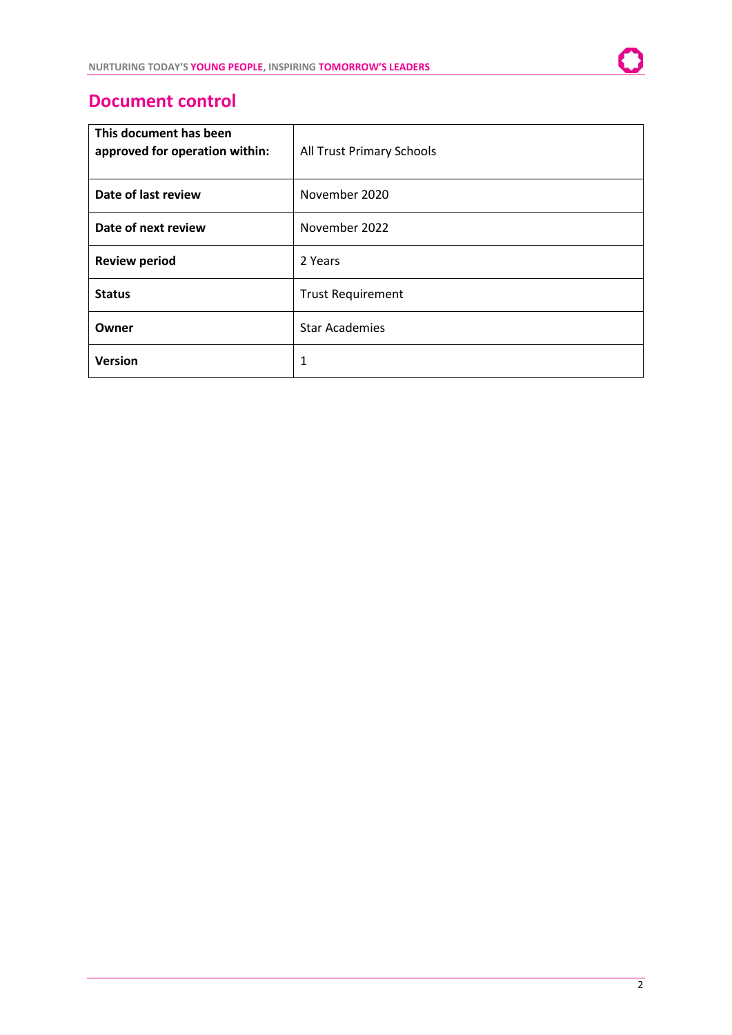## Document control

| This document has been approved for operation within: | All Trust Primary Schools |
|---|---|
| **Date of last review** | November 2020 |
| **Date of next review** | November 2022 |
| **Review period** | 2 Years |
| **Status** | Trust Requirement |
| **Owner** | Star Academies |
| **Version** | 1 |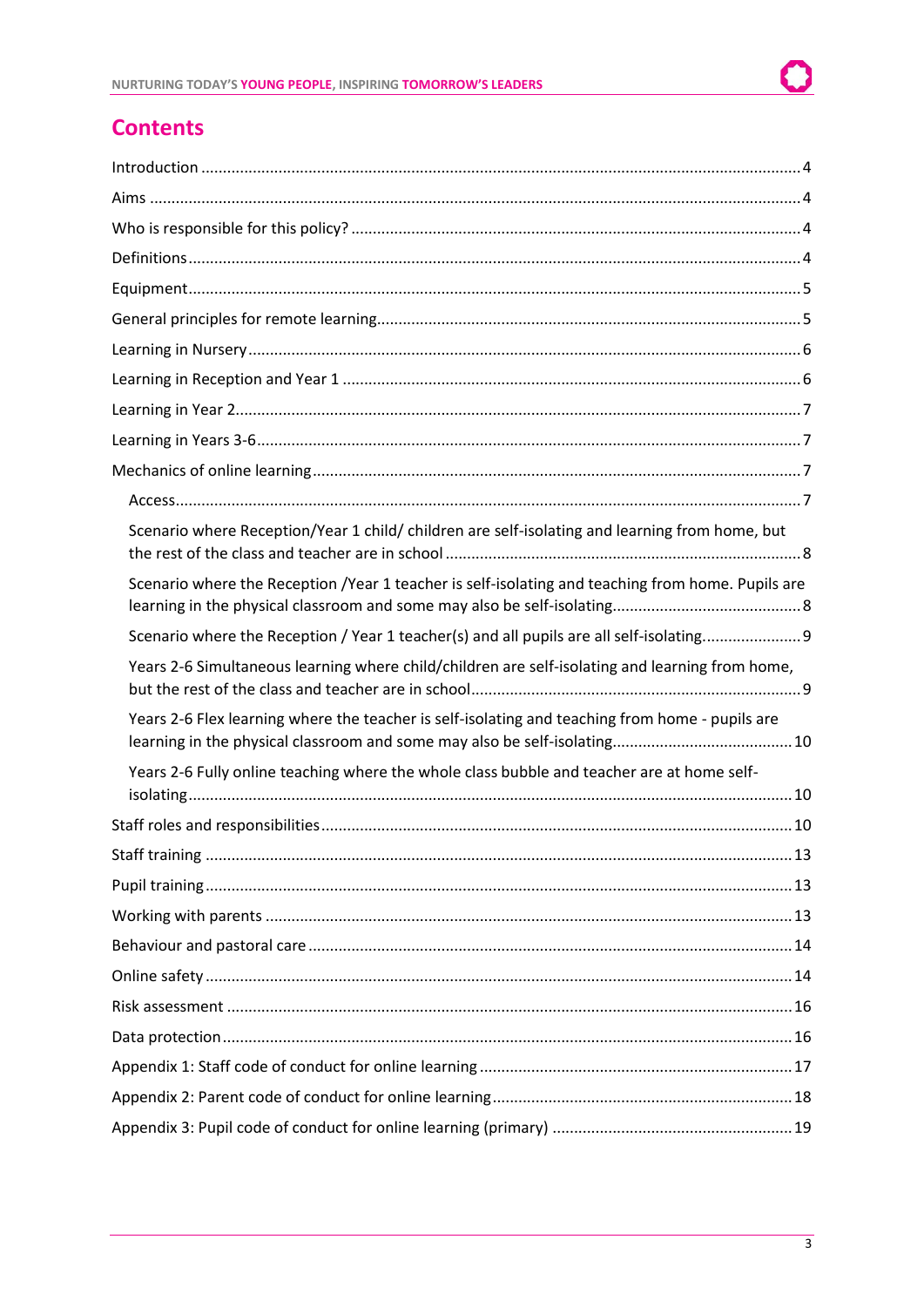# Contents

- Introduction ... 4
- Aims ... 4
- Who is responsible for this policy? ... 4
- Definitions ... 4
- Equipment ... 5
- General principles for remote learning ... 5
- Learning in Nursery ... 6
- Learning in Reception and Year 1 ... 6
- Learning in Year 2 ... 7
- Learning in Years 3-6 ... 7
- Mechanics of online learning ... 7
  - Access ... 7
  - Scenario where Reception/Year 1 child/ children are self-isolating and learning from home, but the rest of the class and teacher are in school ... 8
  - Scenario where the Reception /Year 1 teacher is self-isolating and teaching from home. Pupils are learning in the physical classroom and some may also be self-isolating ... 8
  - Scenario where the Reception / Year 1 teacher(s) and all pupils are all self-isolating ... 9
  - Years 2-6 Simultaneous learning where child/children are self-isolating and learning from home, but the rest of the class and teacher are in school ... 9
  - Years 2-6 Flex learning where the teacher is self-isolating and teaching from home - pupils are learning in the physical classroom and some may also be self-isolating ... 10
  - Years 2-6 Fully online teaching where the whole class bubble and teacher are at home self-isolating ... 10
- Staff roles and responsibilities ... 10
- Staff training ... 13
- Pupil training ... 13
- Working with parents ... 13
- Behaviour and pastoral care ... 14
- Online safety ... 14
- Risk assessment ... 16
- Data protection ... 16
- Appendix 1: Staff code of conduct for online learning ... 17
- Appendix 2: Parent code of conduct for online learning ... 18
- Appendix 3: Pupil code of conduct for online learning (primary) ... 19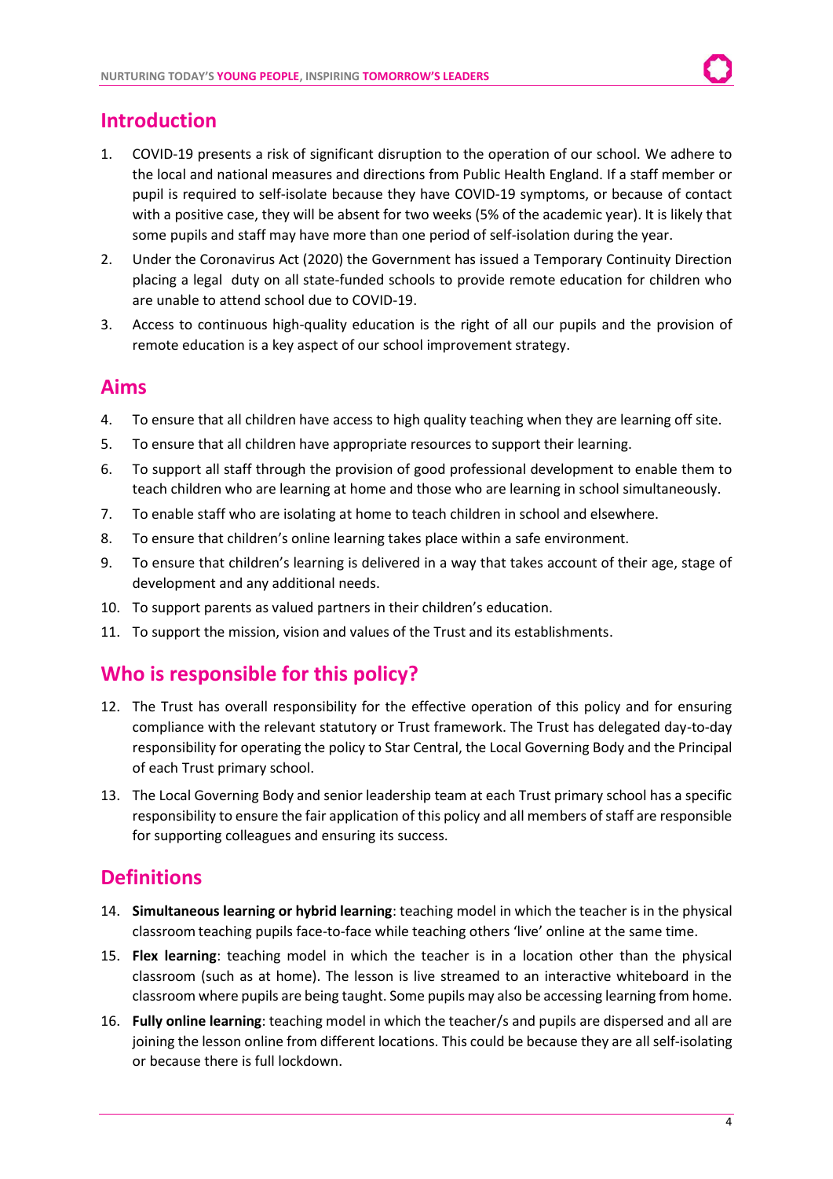## Introduction

1. COVID-19 presents a risk of significant disruption to the operation of our school. We adhere to the local and national measures and directions from Public Health England. If a staff member or pupil is required to self-isolate because they have COVID-19 symptoms, or because of contact with a positive case, they will be absent for two weeks (5% of the academic year). It is likely that some pupils and staff may have more than one period of self-isolation during the year.
2. Under the Coronavirus Act (2020) the Government has issued a Temporary Continuity Direction placing a legal duty on all state-funded schools to provide remote education for children who are unable to attend school due to COVID-19.
3. Access to continuous high-quality education is the right of all our pupils and the provision of remote education is a key aspect of our school improvement strategy.

## Aims

4. To ensure that all children have access to high quality teaching when they are learning off site.
5. To ensure that all children have appropriate resources to support their learning.
6. To support all staff through the provision of good professional development to enable them to teach children who are learning at home and those who are learning in school simultaneously.
7. To enable staff who are isolating at home to teach children in school and elsewhere.
8. To ensure that children's online learning takes place within a safe environment.
9. To ensure that children's learning is delivered in a way that takes account of their age, stage of development and any additional needs.
10. To support parents as valued partners in their children's education.
11. To support the mission, vision and values of the Trust and its establishments.

## Who is responsible for this policy?

12. The Trust has overall responsibility for the effective operation of this policy and for ensuring compliance with the relevant statutory or Trust framework. The Trust has delegated day-to-day responsibility for operating the policy to Star Central, the Local Governing Body and the Principal of each Trust primary school.
13. The Local Governing Body and senior leadership team at each Trust primary school has a specific responsibility to ensure the fair application of this policy and all members of staff are responsible for supporting colleagues and ensuring its success.

## Definitions

14. **Simultaneous learning or hybrid learning**: teaching model in which the teacher is in the physical classroom teaching pupils face-to-face while teaching others 'live' online at the same time.
15. **Flex learning**: teaching model in which the teacher is in a location other than the physical classroom (such as at home). The lesson is live streamed to an interactive whiteboard in the classroom where pupils are being taught. Some pupils may also be accessing learning from home.
16. **Fully online learning**: teaching model in which the teacher/s and pupils are dispersed and all are joining the lesson online from different locations. This could be because they are all self-isolating or because there is full lockdown.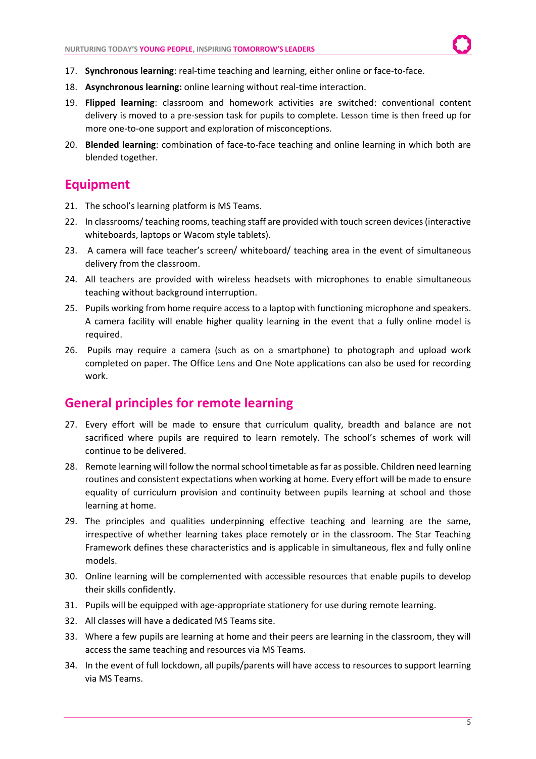17. **Synchronous learning**: real-time teaching and learning, either online or face-to-face.
18. **Asynchronous learning:** online learning without real-time interaction.
19. **Flipped learning**: classroom and homework activities are switched: conventional content delivery is moved to a pre-session task for pupils to complete. Lesson time is then freed up for more one-to-one support and exploration of misconceptions.
20. **Blended learning**: combination of face-to-face teaching and online learning in which both are blended together.

## Equipment

21. The school's learning platform is MS Teams.
22. In classrooms/ teaching rooms, teaching staff are provided with touch screen devices (interactive whiteboards, laptops or Wacom style tablets).
23. A camera will face teacher's screen/ whiteboard/ teaching area in the event of simultaneous delivery from the classroom.
24. All teachers are provided with wireless headsets with microphones to enable simultaneous teaching without background interruption.
25. Pupils working from home require access to a laptop with functioning microphone and speakers. A camera facility will enable higher quality learning in the event that a fully online model is required.
26. Pupils may require a camera (such as on a smartphone) to photograph and upload work completed on paper. The Office Lens and One Note applications can also be used for recording work.

## General principles for remote learning

27. Every effort will be made to ensure that curriculum quality, breadth and balance are not sacrificed where pupils are required to learn remotely. The school's schemes of work will continue to be delivered.
28. Remote learning will follow the normal school timetable as far as possible. Children need learning routines and consistent expectations when working at home. Every effort will be made to ensure equality of curriculum provision and continuity between pupils learning at school and those learning at home.
29. The principles and qualities underpinning effective teaching and learning are the same, irrespective of whether learning takes place remotely or in the classroom. The Star Teaching Framework defines these characteristics and is applicable in simultaneous, flex and fully online models.
30. Online learning will be complemented with accessible resources that enable pupils to develop their skills confidently.
31. Pupils will be equipped with age-appropriate stationery for use during remote learning.
32. All classes will have a dedicated MS Teams site.
33. Where a few pupils are learning at home and their peers are learning in the classroom, they will access the same teaching and resources via MS Teams.
34. In the event of full lockdown, all pupils/parents will have access to resources to support learning via MS Teams.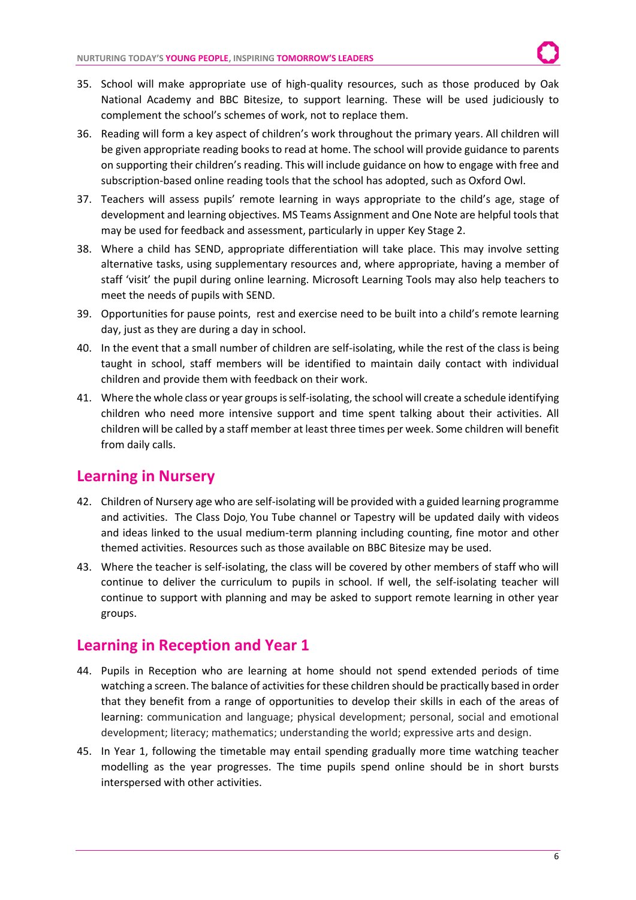35. School will make appropriate use of high-quality resources, such as those produced by Oak National Academy and BBC Bitesize, to support learning. These will be used judiciously to complement the school's schemes of work, not to replace them.
36. Reading will form a key aspect of children's work throughout the primary years. All children will be given appropriate reading books to read at home. The school will provide guidance to parents on supporting their children's reading. This will include guidance on how to engage with free and subscription-based online reading tools that the school has adopted, such as Oxford Owl.
37. Teachers will assess pupils' remote learning in ways appropriate to the child's age, stage of development and learning objectives. MS Teams Assignment and One Note are helpful tools that may be used for feedback and assessment, particularly in upper Key Stage 2.
38. Where a child has SEND, appropriate differentiation will take place. This may involve setting alternative tasks, using supplementary resources and, where appropriate, having a member of staff 'visit' the pupil during online learning. Microsoft Learning Tools may also help teachers to meet the needs of pupils with SEND.
39. Opportunities for pause points, rest and exercise need to be built into a child's remote learning day, just as they are during a day in school.
40. In the event that a small number of children are self-isolating, while the rest of the class is being taught in school, staff members will be identified to maintain daily contact with individual children and provide them with feedback on their work.
41. Where the whole class or year groups is self-isolating, the school will create a schedule identifying children who need more intensive support and time spent talking about their activities. All children will be called by a staff member at least three times per week. Some children will benefit from daily calls.

## Learning in Nursery

42. Children of Nursery age who are self-isolating will be provided with a guided learning programme and activities. The Class Dojo, You Tube channel or Tapestry will be updated daily with videos and ideas linked to the usual medium-term planning including counting, fine motor and other themed activities. Resources such as those available on BBC Bitesize may be used.
43. Where the teacher is self-isolating, the class will be covered by other members of staff who will continue to deliver the curriculum to pupils in school. If well, the self-isolating teacher will continue to support with planning and may be asked to support remote learning in other year groups.

## Learning in Reception and Year 1

44. Pupils in Reception who are learning at home should not spend extended periods of time watching a screen. The balance of activities for these children should be practically based in order that they benefit from a range of opportunities to develop their skills in each of the areas of learning: communication and language; physical development; personal, social and emotional development; literacy; mathematics; understanding the world; expressive arts and design.
45. In Year 1, following the timetable may entail spending gradually more time watching teacher modelling as the year progresses. The time pupils spend online should be in short bursts interspersed with other activities.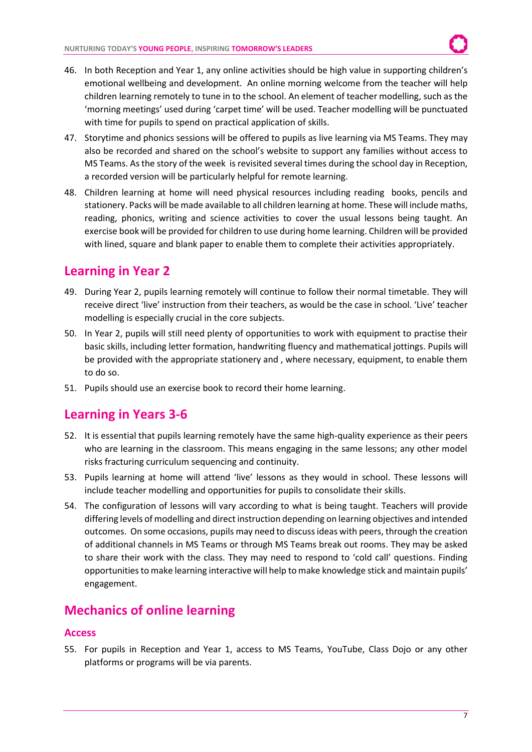46. In both Reception and Year 1, any online activities should be high value in supporting children's emotional wellbeing and development. An online morning welcome from the teacher will help children learning remotely to tune in to the school. An element of teacher modelling, such as the 'morning meetings' used during 'carpet time' will be used. Teacher modelling will be punctuated with time for pupils to spend on practical application of skills.
47. Storytime and phonics sessions will be offered to pupils as live learning via MS Teams. They may also be recorded and shared on the school's website to support any families without access to MS Teams. As the story of the week is revisited several times during the school day in Reception, a recorded version will be particularly helpful for remote learning.
48. Children learning at home will need physical resources including reading books, pencils and stationery. Packs will be made available to all children learning at home. These will include maths, reading, phonics, writing and science activities to cover the usual lessons being taught. An exercise book will be provided for children to use during home learning. Children will be provided with lined, square and blank paper to enable them to complete their activities appropriately.

## Learning in Year 2

49. During Year 2, pupils learning remotely will continue to follow their normal timetable. They will receive direct 'live' instruction from their teachers, as would be the case in school. 'Live' teacher modelling is especially crucial in the core subjects.
50. In Year 2, pupils will still need plenty of opportunities to work with equipment to practise their basic skills, including letter formation, handwriting fluency and mathematical jottings. Pupils will be provided with the appropriate stationery and , where necessary, equipment, to enable them to do so.
51. Pupils should use an exercise book to record their home learning.

## Learning in Years 3-6

52. It is essential that pupils learning remotely have the same high-quality experience as their peers who are learning in the classroom. This means engaging in the same lessons; any other model risks fracturing curriculum sequencing and continuity.
53. Pupils learning at home will attend 'live' lessons as they would in school. These lessons will include teacher modelling and opportunities for pupils to consolidate their skills.
54. The configuration of lessons will vary according to what is being taught. Teachers will provide differing levels of modelling and direct instruction depending on learning objectives and intended outcomes. On some occasions, pupils may need to discuss ideas with peers, through the creation of additional channels in MS Teams or through MS Teams break out rooms. They may be asked to share their work with the class. They may need to respond to 'cold call' questions. Finding opportunities to make learning interactive will help to make knowledge stick and maintain pupils' engagement.

## Mechanics of online learning

### Access

55. For pupils in Reception and Year 1, access to MS Teams, YouTube, Class Dojo or any other platforms or programs will be via parents.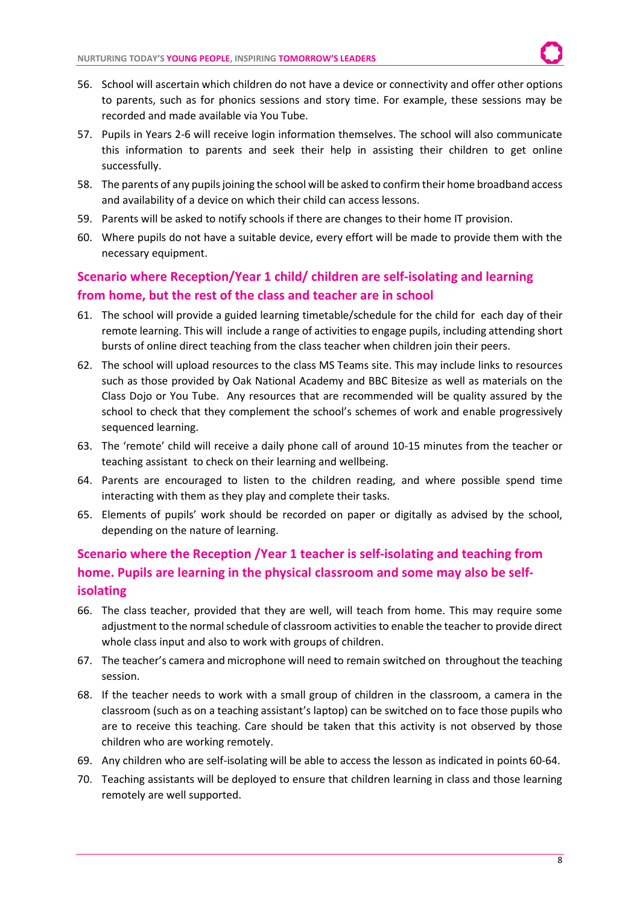56. School will ascertain which children do not have a device or connectivity and offer other options to parents, such as for phonics sessions and story time. For example, these sessions may be recorded and made available via You Tube.
57. Pupils in Years 2-6 will receive login information themselves. The school will also communicate this information to parents and seek their help in assisting their children to get online successfully.
58. The parents of any pupils joining the school will be asked to confirm their home broadband access and availability of a device on which their child can access lessons.
59. Parents will be asked to notify schools if there are changes to their home IT provision.
60. Where pupils do not have a suitable device, every effort will be made to provide them with the necessary equipment.

## Scenario where Reception/Year 1 child/ children are self-isolating and learning from home, but the rest of the class and teacher are in school

61. The school will provide a guided learning timetable/schedule for the child for each day of their remote learning. This will include a range of activities to engage pupils, including attending short bursts of online direct teaching from the class teacher when children join their peers.
62. The school will upload resources to the class MS Teams site. This may include links to resources such as those provided by Oak National Academy and BBC Bitesize as well as materials on the Class Dojo or You Tube. Any resources that are recommended will be quality assured by the school to check that they complement the school's schemes of work and enable progressively sequenced learning.
63. The 'remote' child will receive a daily phone call of around 10-15 minutes from the teacher or teaching assistant to check on their learning and wellbeing.
64. Parents are encouraged to listen to the children reading, and where possible spend time interacting with them as they play and complete their tasks.
65. Elements of pupils' work should be recorded on paper or digitally as advised by the school, depending on the nature of learning.

## Scenario where the Reception /Year 1 teacher is self-isolating and teaching from home. Pupils are learning in the physical classroom and some may also be self-isolating

66. The class teacher, provided that they are well, will teach from home. This may require some adjustment to the normal schedule of classroom activities to enable the teacher to provide direct whole class input and also to work with groups of children.
67. The teacher's camera and microphone will need to remain switched on throughout the teaching session.
68. If the teacher needs to work with a small group of children in the classroom, a camera in the classroom (such as on a teaching assistant's laptop) can be switched on to face those pupils who are to receive this teaching. Care should be taken that this activity is not observed by those children who are working remotely.
69. Any children who are self-isolating will be able to access the lesson as indicated in points 60-64.
70. Teaching assistants will be deployed to ensure that children learning in class and those learning remotely are well supported.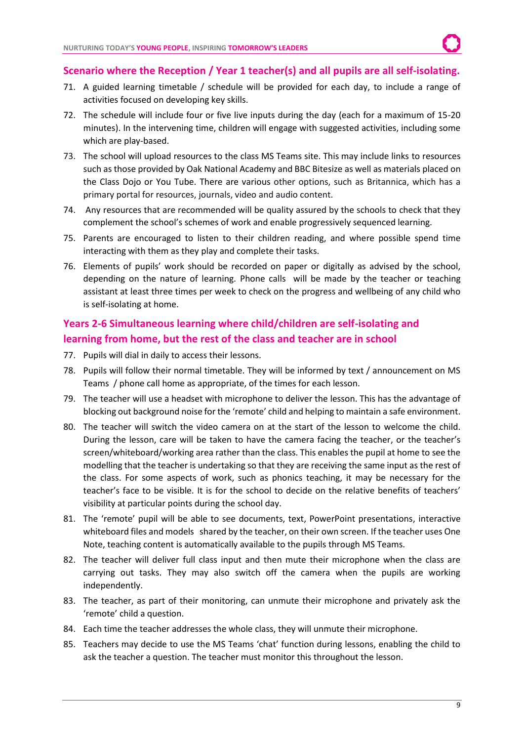## Scenario where the Reception / Year 1 teacher(s) and all pupils are all self-isolating.

71. A guided learning timetable / schedule will be provided for each day, to include a range of activities focused on developing key skills.
72. The schedule will include four or five live inputs during the day (each for a maximum of 15-20 minutes). In the intervening time, children will engage with suggested activities, including some which are play-based.
73. The school will upload resources to the class MS Teams site. This may include links to resources such as those provided by Oak National Academy and BBC Bitesize as well as materials placed on the Class Dojo or You Tube. There are various other options, such as Britannica, which has a primary portal for resources, journals, video and audio content.
74. Any resources that are recommended will be quality assured by the schools to check that they complement the school's schemes of work and enable progressively sequenced learning.
75. Parents are encouraged to listen to their children reading, and where possible spend time interacting with them as they play and complete their tasks.
76. Elements of pupils' work should be recorded on paper or digitally as advised by the school, depending on the nature of learning. Phone calls will be made by the teacher or teaching assistant at least three times per week to check on the progress and wellbeing of any child who is self-isolating at home.

## Years 2-6 Simultaneous learning where child/children are self-isolating and learning from home, but the rest of the class and teacher are in school

77. Pupils will dial in daily to access their lessons.
78. Pupils will follow their normal timetable. They will be informed by text / announcement on MS Teams / phone call home as appropriate, of the times for each lesson.
79. The teacher will use a headset with microphone to deliver the lesson. This has the advantage of blocking out background noise for the 'remote' child and helping to maintain a safe environment.
80. The teacher will switch the video camera on at the start of the lesson to welcome the child. During the lesson, care will be taken to have the camera facing the teacher, or the teacher's screen/whiteboard/working area rather than the class. This enables the pupil at home to see the modelling that the teacher is undertaking so that they are receiving the same input as the rest of the class. For some aspects of work, such as phonics teaching, it may be necessary for the teacher's face to be visible. It is for the school to decide on the relative benefits of teachers' visibility at particular points during the school day.
81. The 'remote' pupil will be able to see documents, text, PowerPoint presentations, interactive whiteboard files and models shared by the teacher, on their own screen. If the teacher uses One Note, teaching content is automatically available to the pupils through MS Teams.
82. The teacher will deliver full class input and then mute their microphone when the class are carrying out tasks. They may also switch off the camera when the pupils are working independently.
83. The teacher, as part of their monitoring, can unmute their microphone and privately ask the 'remote' child a question.
84. Each time the teacher addresses the whole class, they will unmute their microphone.
85. Teachers may decide to use the MS Teams 'chat' function during lessons, enabling the child to ask the teacher a question. The teacher must monitor this throughout the lesson.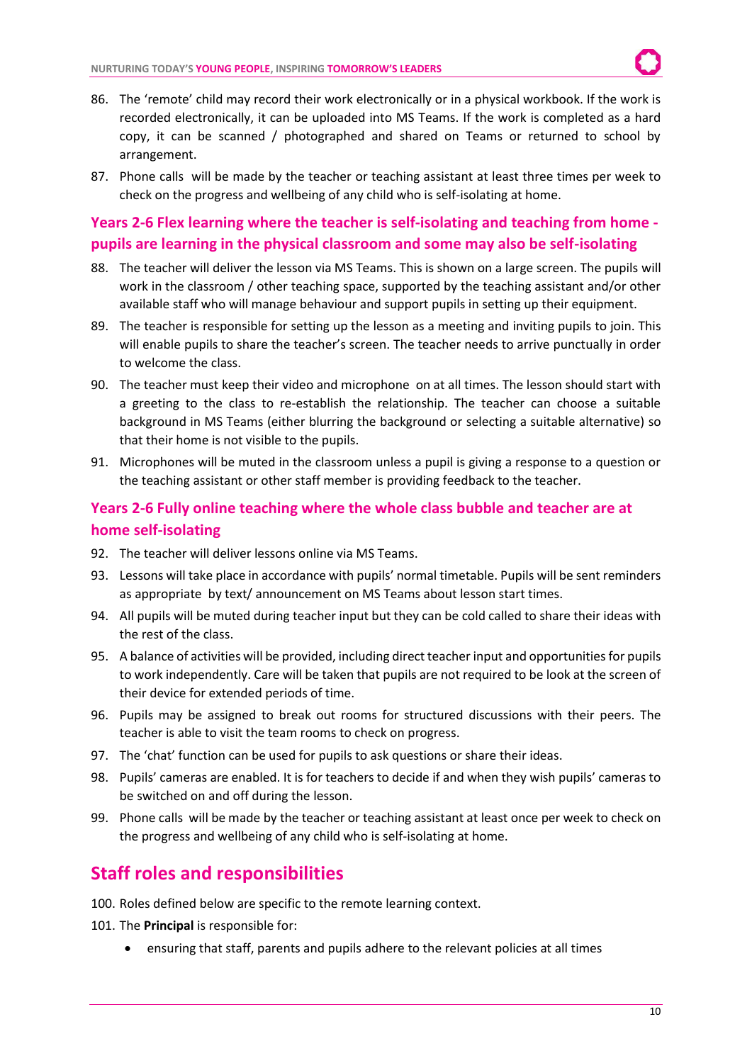86. The 'remote' child may record their work electronically or in a physical workbook. If the work is recorded electronically, it can be uploaded into MS Teams. If the work is completed as a hard copy, it can be scanned / photographed and shared on Teams or returned to school by arrangement.
87. Phone calls will be made by the teacher or teaching assistant at least three times per week to check on the progress and wellbeing of any child who is self-isolating at home.

### Years 2-6 Flex learning where the teacher is self-isolating and teaching from home - pupils are learning in the physical classroom and some may also be self-isolating

88. The teacher will deliver the lesson via MS Teams. This is shown on a large screen. The pupils will work in the classroom / other teaching space, supported by the teaching assistant and/or other available staff who will manage behaviour and support pupils in setting up their equipment.
89. The teacher is responsible for setting up the lesson as a meeting and inviting pupils to join. This will enable pupils to share the teacher's screen. The teacher needs to arrive punctually in order to welcome the class.
90. The teacher must keep their video and microphone on at all times. The lesson should start with a greeting to the class to re-establish the relationship. The teacher can choose a suitable background in MS Teams (either blurring the background or selecting a suitable alternative) so that their home is not visible to the pupils.
91. Microphones will be muted in the classroom unless a pupil is giving a response to a question or the teaching assistant or other staff member is providing feedback to the teacher.

### Years 2-6 Fully online teaching where the whole class bubble and teacher are at home self-isolating

92. The teacher will deliver lessons online via MS Teams.
93. Lessons will take place in accordance with pupils' normal timetable. Pupils will be sent reminders as appropriate by text/ announcement on MS Teams about lesson start times.
94. All pupils will be muted during teacher input but they can be cold called to share their ideas with the rest of the class.
95. A balance of activities will be provided, including direct teacher input and opportunities for pupils to work independently. Care will be taken that pupils are not required to be look at the screen of their device for extended periods of time.
96. Pupils may be assigned to break out rooms for structured discussions with their peers. The teacher is able to visit the team rooms to check on progress.
97. The 'chat' function can be used for pupils to ask questions or share their ideas.
98. Pupils' cameras are enabled. It is for teachers to decide if and when they wish pupils' cameras to be switched on and off during the lesson.
99. Phone calls will be made by the teacher or teaching assistant at least once per week to check on the progress and wellbeing of any child who is self-isolating at home.

## Staff roles and responsibilities

100. Roles defined below are specific to the remote learning context.
101. The **Principal** is responsible for:
    - ensuring that staff, parents and pupils adhere to the relevant policies at all times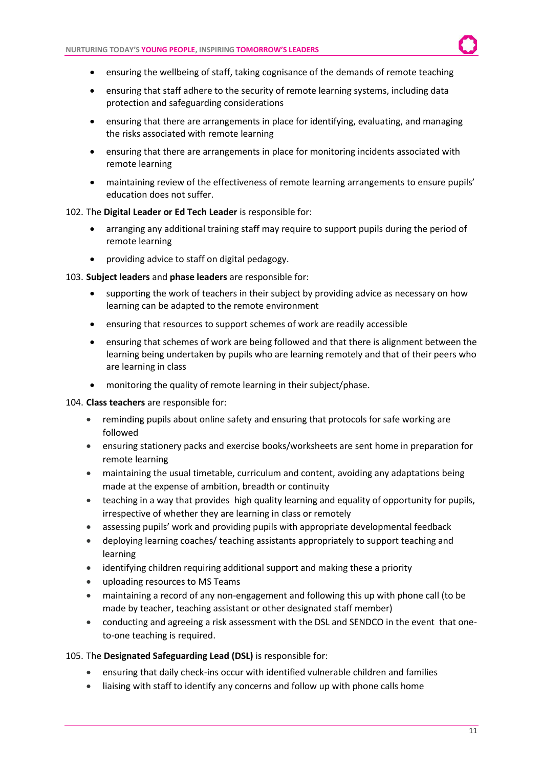- ensuring the wellbeing of staff, taking cognisance of the demands of remote teaching
- ensuring that staff adhere to the security of remote learning systems, including data protection and safeguarding considerations
- ensuring that there are arrangements in place for identifying, evaluating, and managing the risks associated with remote learning
- ensuring that there are arrangements in place for monitoring incidents associated with remote learning
- maintaining review of the effectiveness of remote learning arrangements to ensure pupils' education does not suffer.

102. The **Digital Leader or Ed Tech Leader** is responsible for:

- arranging any additional training staff may require to support pupils during the period of remote learning
- providing advice to staff on digital pedagogy.

103. **Subject leaders** and **phase leaders** are responsible for:

- supporting the work of teachers in their subject by providing advice as necessary on how learning can be adapted to the remote environment
- ensuring that resources to support schemes of work are readily accessible
- ensuring that schemes of work are being followed and that there is alignment between the learning being undertaken by pupils who are learning remotely and that of their peers who are learning in class
- monitoring the quality of remote learning in their subject/phase.

104. **Class teachers** are responsible for:

- reminding pupils about online safety and ensuring that protocols for safe working are followed
- ensuring stationery packs and exercise books/worksheets are sent home in preparation for remote learning
- maintaining the usual timetable, curriculum and content, avoiding any adaptations being made at the expense of ambition, breadth or continuity
- teaching in a way that provides high quality learning and equality of opportunity for pupils, irrespective of whether they are learning in class or remotely
- assessing pupils' work and providing pupils with appropriate developmental feedback
- deploying learning coaches/ teaching assistants appropriately to support teaching and learning
- identifying children requiring additional support and making these a priority
- uploading resources to MS Teams
- maintaining a record of any non-engagement and following this up with phone call (to be made by teacher, teaching assistant or other designated staff member)
- conducting and agreeing a risk assessment with the DSL and SENDCO in the event that one-to-one teaching is required.

105. The **Designated Safeguarding Lead (DSL)** is responsible for:

- ensuring that daily check-ins occur with identified vulnerable children and families
- liaising with staff to identify any concerns and follow up with phone calls home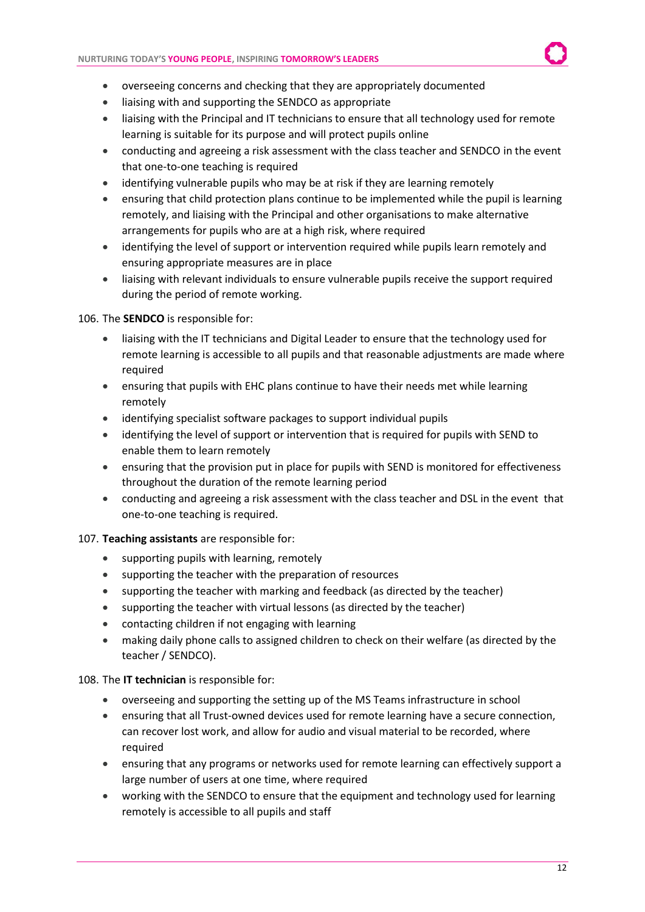- overseeing concerns and checking that they are appropriately documented
- liaising with and supporting the SENDCO as appropriate
- liaising with the Principal and IT technicians to ensure that all technology used for remote learning is suitable for its purpose and will protect pupils online
- conducting and agreeing a risk assessment with the class teacher and SENDCO in the event that one-to-one teaching is required
- identifying vulnerable pupils who may be at risk if they are learning remotely
- ensuring that child protection plans continue to be implemented while the pupil is learning remotely, and liaising with the Principal and other organisations to make alternative arrangements for pupils who are at a high risk, where required
- identifying the level of support or intervention required while pupils learn remotely and ensuring appropriate measures are in place
- liaising with relevant individuals to ensure vulnerable pupils receive the support required during the period of remote working.

106. The **SENDCO** is responsible for:

- liaising with the IT technicians and Digital Leader to ensure that the technology used for remote learning is accessible to all pupils and that reasonable adjustments are made where required
- ensuring that pupils with EHC plans continue to have their needs met while learning remotely
- identifying specialist software packages to support individual pupils
- identifying the level of support or intervention that is required for pupils with SEND to enable them to learn remotely
- ensuring that the provision put in place for pupils with SEND is monitored for effectiveness throughout the duration of the remote learning period
- conducting and agreeing a risk assessment with the class teacher and DSL in the event that one-to-one teaching is required.

107. **Teaching assistants** are responsible for:

- supporting pupils with learning, remotely
- supporting the teacher with the preparation of resources
- supporting the teacher with marking and feedback (as directed by the teacher)
- supporting the teacher with virtual lessons (as directed by the teacher)
- contacting children if not engaging with learning
- making daily phone calls to assigned children to check on their welfare (as directed by the teacher / SENDCO).

108. The **IT technician** is responsible for:

- overseeing and supporting the setting up of the MS Teams infrastructure in school
- ensuring that all Trust-owned devices used for remote learning have a secure connection, can recover lost work, and allow for audio and visual material to be recorded, where required
- ensuring that any programs or networks used for remote learning can effectively support a large number of users at one time, where required
- working with the SENDCO to ensure that the equipment and technology used for learning remotely is accessible to all pupils and staff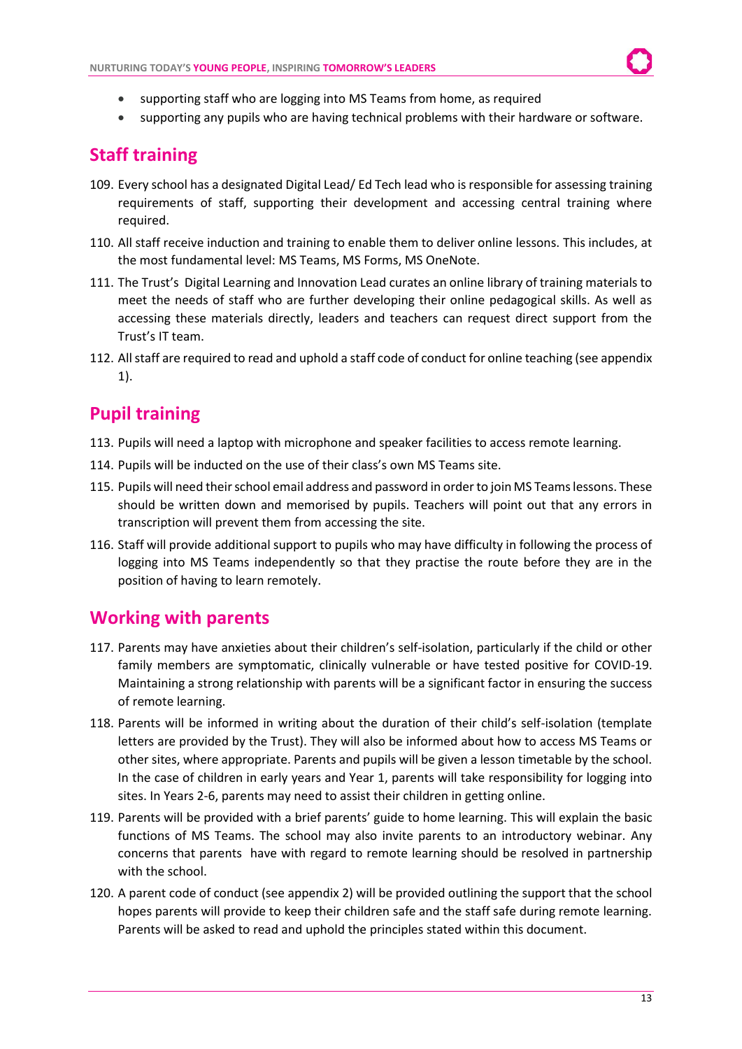- supporting staff who are logging into MS Teams from home, as required
- supporting any pupils who are having technical problems with their hardware or software.

## Staff training

109. Every school has a designated Digital Lead/ Ed Tech lead who is responsible for assessing training requirements of staff, supporting their development and accessing central training where required.
110. All staff receive induction and training to enable them to deliver online lessons. This includes, at the most fundamental level: MS Teams, MS Forms, MS OneNote.
111. The Trust's Digital Learning and Innovation Lead curates an online library of training materials to meet the needs of staff who are further developing their online pedagogical skills. As well as accessing these materials directly, leaders and teachers can request direct support from the Trust's IT team.
112. All staff are required to read and uphold a staff code of conduct for online teaching (see appendix 1).

## Pupil training

113. Pupils will need a laptop with microphone and speaker facilities to access remote learning.
114. Pupils will be inducted on the use of their class's own MS Teams site.
115. Pupils will need their school email address and password in order to join MS Teams lessons. These should be written down and memorised by pupils. Teachers will point out that any errors in transcription will prevent them from accessing the site.
116. Staff will provide additional support to pupils who may have difficulty in following the process of logging into MS Teams independently so that they practise the route before they are in the position of having to learn remotely.

## Working with parents

117. Parents may have anxieties about their children's self-isolation, particularly if the child or other family members are symptomatic, clinically vulnerable or have tested positive for COVID-19. Maintaining a strong relationship with parents will be a significant factor in ensuring the success of remote learning.
118. Parents will be informed in writing about the duration of their child's self-isolation (template letters are provided by the Trust). They will also be informed about how to access MS Teams or other sites, where appropriate. Parents and pupils will be given a lesson timetable by the school. In the case of children in early years and Year 1, parents will take responsibility for logging into sites. In Years 2-6, parents may need to assist their children in getting online.
119. Parents will be provided with a brief parents' guide to home learning. This will explain the basic functions of MS Teams. The school may also invite parents to an introductory webinar. Any concerns that parents have with regard to remote learning should be resolved in partnership with the school.
120. A parent code of conduct (see appendix 2) will be provided outlining the support that the school hopes parents will provide to keep their children safe and the staff safe during remote learning. Parents will be asked to read and uphold the principles stated within this document.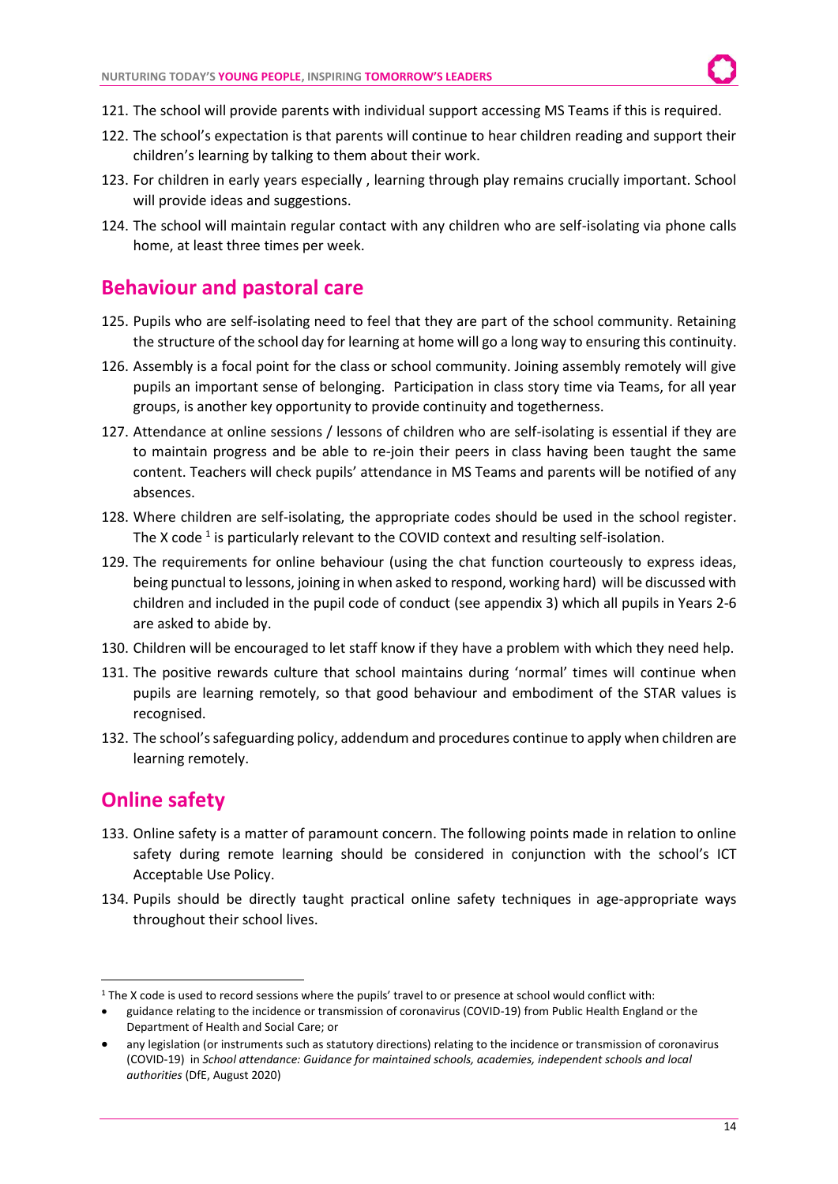121. The school will provide parents with individual support accessing MS Teams if this is required.
122. The school's expectation is that parents will continue to hear children reading and support their children's learning by talking to them about their work.
123. For children in early years especially , learning through play remains crucially important. School will provide ideas and suggestions.
124. The school will maintain regular contact with any children who are self-isolating via phone calls home, at least three times per week.

## Behaviour and pastoral care

125. Pupils who are self-isolating need to feel that they are part of the school community. Retaining the structure of the school day for learning at home will go a long way to ensuring this continuity.
126. Assembly is a focal point for the class or school community. Joining assembly remotely will give pupils an important sense of belonging. Participation in class story time via Teams, for all year groups, is another key opportunity to provide continuity and togetherness.
127. Attendance at online sessions / lessons of children who are self-isolating is essential if they are to maintain progress and be able to re-join their peers in class having been taught the same content. Teachers will check pupils' attendance in MS Teams and parents will be notified of any absences.
128. Where children are self-isolating, the appropriate codes should be used in the school register. The X code [1] is particularly relevant to the COVID context and resulting self-isolation.
129. The requirements for online behaviour (using the chat function courteously to express ideas, being punctual to lessons, joining in when asked to respond, working hard) will be discussed with children and included in the pupil code of conduct (see appendix 3) which all pupils in Years 2-6 are asked to abide by.
130. Children will be encouraged to let staff know if they have a problem with which they need help.
131. The positive rewards culture that school maintains during 'normal' times will continue when pupils are learning remotely, so that good behaviour and embodiment of the STAR values is recognised.
132. The school's safeguarding policy, addendum and procedures continue to apply when children are learning remotely.

## Online safety

133. Online safety is a matter of paramount concern. The following points made in relation to online safety during remote learning should be considered in conjunction with the school's ICT Acceptable Use Policy.
134. Pupils should be directly taught practical online safety techniques in age-appropriate ways throughout their school lives.

---

[1] The X code is used to record sessions where the pupils' travel to or presence at school would conflict with:

- guidance relating to the incidence or transmission of coronavirus (COVID-19) from Public Health England or the Department of Health and Social Care; or
- any legislation (or instruments such as statutory directions) relating to the incidence or transmission of coronavirus (COVID-19) in *School attendance: Guidance for maintained schools, academies, independent schools and local authorities* (DfE, August 2020)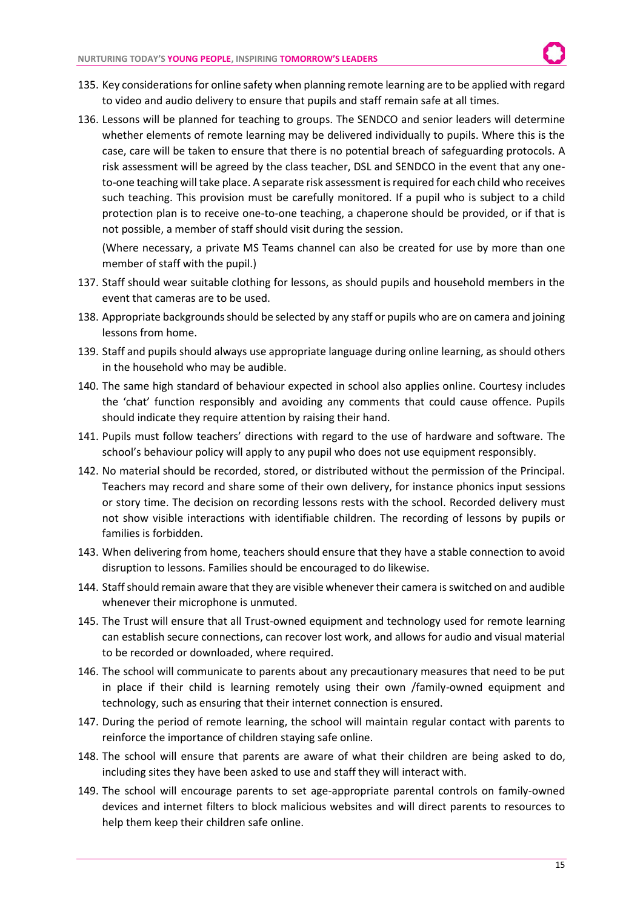135. Key considerations for online safety when planning remote learning are to be applied with regard to video and audio delivery to ensure that pupils and staff remain safe at all times.
136. Lessons will be planned for teaching to groups. The SENDCO and senior leaders will determine whether elements of remote learning may be delivered individually to pupils. Where this is the case, care will be taken to ensure that there is no potential breach of safeguarding protocols. A risk assessment will be agreed by the class teacher, DSL and SENDCO in the event that any one-to-one teaching will take place. A separate risk assessment is required for each child who receives such teaching. This provision must be carefully monitored. If a pupil who is subject to a child protection plan is to receive one-to-one teaching, a chaperone should be provided, or if that is not possible, a member of staff should visit during the session.

    (Where necessary, a private MS Teams channel can also be created for use by more than one member of staff with the pupil.)
137. Staff should wear suitable clothing for lessons, as should pupils and household members in the event that cameras are to be used.
138. Appropriate backgrounds should be selected by any staff or pupils who are on camera and joining lessons from home.
139. Staff and pupils should always use appropriate language during online learning, as should others in the household who may be audible.
140. The same high standard of behaviour expected in school also applies online. Courtesy includes the 'chat' function responsibly and avoiding any comments that could cause offence. Pupils should indicate they require attention by raising their hand.
141. Pupils must follow teachers' directions with regard to the use of hardware and software. The school's behaviour policy will apply to any pupil who does not use equipment responsibly.
142. No material should be recorded, stored, or distributed without the permission of the Principal. Teachers may record and share some of their own delivery, for instance phonics input sessions or story time. The decision on recording lessons rests with the school. Recorded delivery must not show visible interactions with identifiable children. The recording of lessons by pupils or families is forbidden.
143. When delivering from home, teachers should ensure that they have a stable connection to avoid disruption to lessons. Families should be encouraged to do likewise.
144. Staff should remain aware that they are visible whenever their camera is switched on and audible whenever their microphone is unmuted.
145. The Trust will ensure that all Trust-owned equipment and technology used for remote learning can establish secure connections, can recover lost work, and allows for audio and visual material to be recorded or downloaded, where required.
146. The school will communicate to parents about any precautionary measures that need to be put in place if their child is learning remotely using their own /family-owned equipment and technology, such as ensuring that their internet connection is ensured.
147. During the period of remote learning, the school will maintain regular contact with parents to reinforce the importance of children staying safe online.
148. The school will ensure that parents are aware of what their children are being asked to do, including sites they have been asked to use and staff they will interact with.
149. The school will encourage parents to set age-appropriate parental controls on family-owned devices and internet filters to block malicious websites and will direct parents to resources to help them keep their children safe online.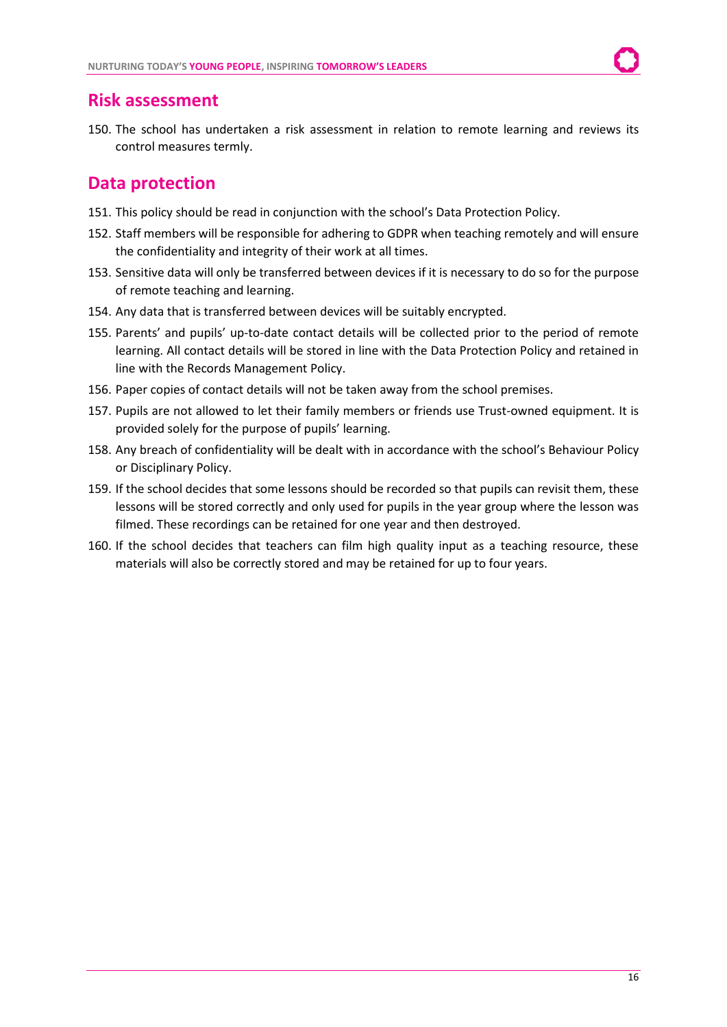## Risk assessment

150. The school has undertaken a risk assessment in relation to remote learning and reviews its control measures termly.

## Data protection

151. This policy should be read in conjunction with the school's Data Protection Policy.
152. Staff members will be responsible for adhering to GDPR when teaching remotely and will ensure the confidentiality and integrity of their work at all times.
153. Sensitive data will only be transferred between devices if it is necessary to do so for the purpose of remote teaching and learning.
154. Any data that is transferred between devices will be suitably encrypted.
155. Parents' and pupils' up-to-date contact details will be collected prior to the period of remote learning. All contact details will be stored in line with the Data Protection Policy and retained in line with the Records Management Policy.
156. Paper copies of contact details will not be taken away from the school premises.
157. Pupils are not allowed to let their family members or friends use Trust-owned equipment. It is provided solely for the purpose of pupils' learning.
158. Any breach of confidentiality will be dealt with in accordance with the school's Behaviour Policy or Disciplinary Policy.
159. If the school decides that some lessons should be recorded so that pupils can revisit them, these lessons will be stored correctly and only used for pupils in the year group where the lesson was filmed. These recordings can be retained for one year and then destroyed.
160. If the school decides that teachers can film high quality input as a teaching resource, these materials will also be correctly stored and may be retained for up to four years.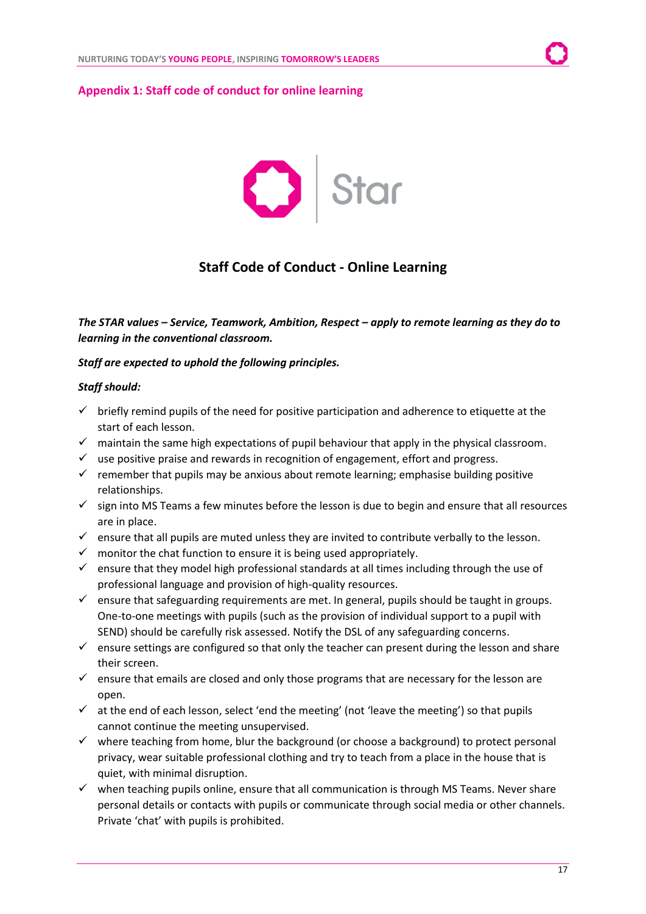## Appendix 1: Staff code of conduct for online learning

Star

### Staff Code of Conduct - Online Learning

***The STAR values – Service, Teamwork, Ambition, Respect – apply to remote learning as they do to learning in the conventional classroom.***

***Staff are expected to uphold the following principles.***

***Staff should:***

- ✓ briefly remind pupils of the need for positive participation and adherence to etiquette at the start of each lesson.
- ✓ maintain the same high expectations of pupil behaviour that apply in the physical classroom.
- ✓ use positive praise and rewards in recognition of engagement, effort and progress.
- ✓ remember that pupils may be anxious about remote learning; emphasise building positive relationships.
- ✓ sign into MS Teams a few minutes before the lesson is due to begin and ensure that all resources are in place.
- ✓ ensure that all pupils are muted unless they are invited to contribute verbally to the lesson.
- ✓ monitor the chat function to ensure it is being used appropriately.
- ✓ ensure that they model high professional standards at all times including through the use of professional language and provision of high-quality resources.
- ✓ ensure that safeguarding requirements are met. In general, pupils should be taught in groups. One-to-one meetings with pupils (such as the provision of individual support to a pupil with SEND) should be carefully risk assessed. Notify the DSL of any safeguarding concerns.
- ✓ ensure settings are configured so that only the teacher can present during the lesson and share their screen.
- ✓ ensure that emails are closed and only those programs that are necessary for the lesson are open.
- ✓ at the end of each lesson, select 'end the meeting' (not 'leave the meeting') so that pupils cannot continue the meeting unsupervised.
- ✓ where teaching from home, blur the background (or choose a background) to protect personal privacy, wear suitable professional clothing and try to teach from a place in the house that is quiet, with minimal disruption.
- ✓ when teaching pupils online, ensure that all communication is through MS Teams. Never share personal details or contacts with pupils or communicate through social media or other channels. Private 'chat' with pupils is prohibited.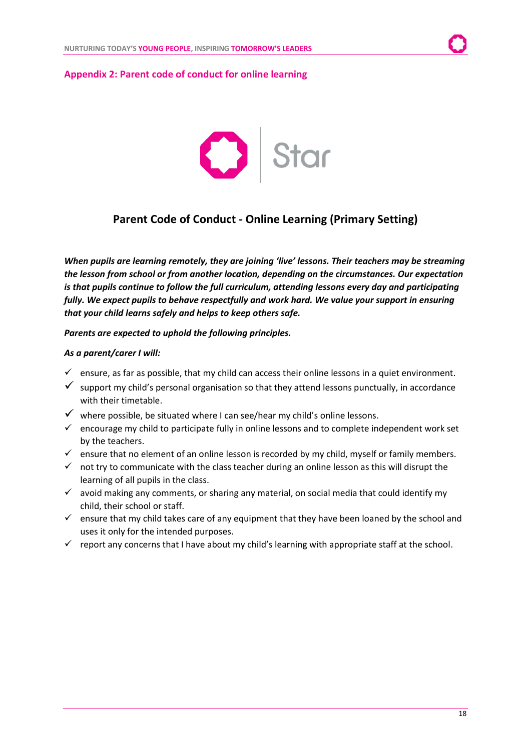## Appendix 2: Parent code of conduct for online learning

Star

# Parent Code of Conduct - Online Learning (Primary Setting)

***When pupils are learning remotely, they are joining 'live' lessons. Their teachers may be streaming the lesson from school or from another location, depending on the circumstances. Our expectation is that pupils continue to follow the full curriculum, attending lessons every day and participating fully. We expect pupils to behave respectfully and work hard. We value your support in ensuring that your child learns safely and helps to keep others safe.***

***Parents are expected to uphold the following principles.***

***As a parent/carer I will:***

- ✓ ensure, as far as possible, that my child can access their online lessons in a quiet environment.
- ✓ support my child's personal organisation so that they attend lessons punctually, in accordance with their timetable.
- ✓ where possible, be situated where I can see/hear my child's online lessons.
- ✓ encourage my child to participate fully in online lessons and to complete independent work set by the teachers.
- ✓ ensure that no element of an online lesson is recorded by my child, myself or family members.
- ✓ not try to communicate with the class teacher during an online lesson as this will disrupt the learning of all pupils in the class.
- ✓ avoid making any comments, or sharing any material, on social media that could identify my child, their school or staff.
- ✓ ensure that my child takes care of any equipment that they have been loaned by the school and uses it only for the intended purposes.
- ✓ report any concerns that I have about my child's learning with appropriate staff at the school.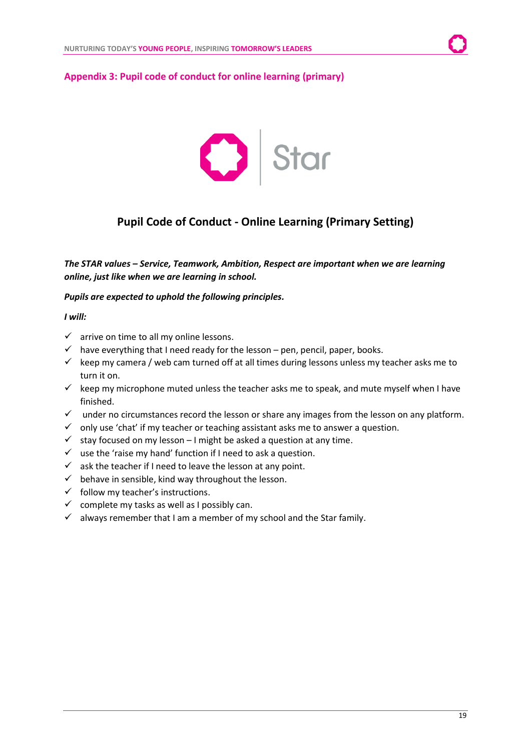## Appendix 3: Pupil code of conduct for online learning (primary)

Star

# Pupil Code of Conduct - Online Learning (Primary Setting)

***The STAR values – Service, Teamwork, Ambition, Respect are important when we are learning online, just like when we are learning in school.***

***Pupils are expected to uphold the following principles.***

***I will:***

- ✓ arrive on time to all my online lessons.
- ✓ have everything that I need ready for the lesson – pen, pencil, paper, books.
- ✓ keep my camera / web cam turned off at all times during lessons unless my teacher asks me to turn it on.
- ✓ keep my microphone muted unless the teacher asks me to speak, and mute myself when I have finished.
- ✓ under no circumstances record the lesson or share any images from the lesson on any platform.
- ✓ only use 'chat' if my teacher or teaching assistant asks me to answer a question.
- ✓ stay focused on my lesson – I might be asked a question at any time.
- ✓ use the 'raise my hand' function if I need to ask a question.
- ✓ ask the teacher if I need to leave the lesson at any point.
- ✓ behave in sensible, kind way throughout the lesson.
- ✓ follow my teacher's instructions.
- ✓ complete my tasks as well as I possibly can.
- ✓ always remember that I am a member of my school and the Star family.